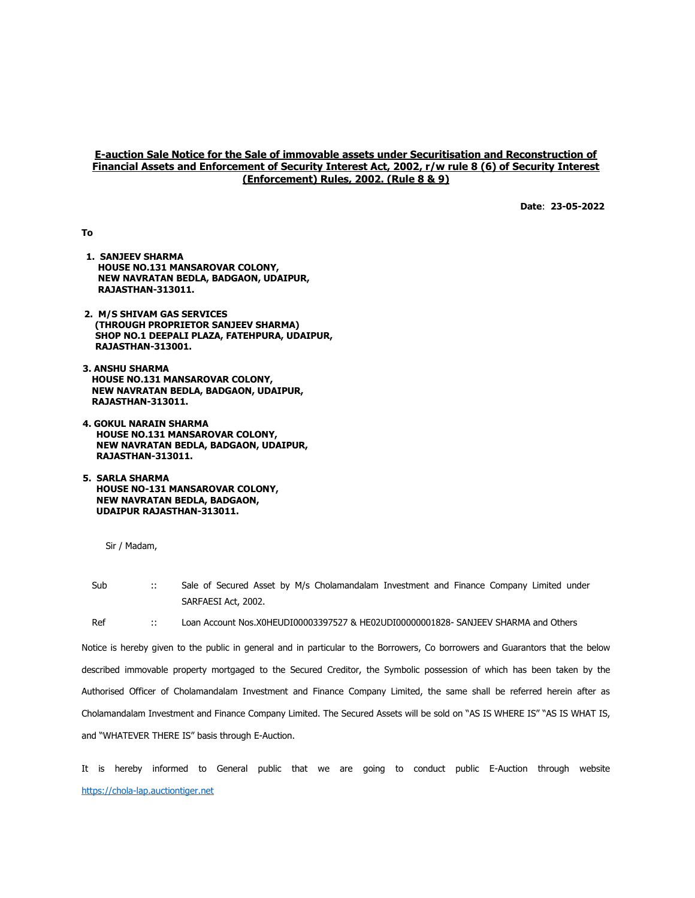**E-auction Sale Notice for the Sale of immovable assets under Securitisation and Reconstruction of Financial Assets and Enforcement of Security Interest Act, 2002, r/w rule 8 (6) of Security Interest (Enforcement) Rules, 2002. (Rule 8 & 9)**

**Date**: **23-05-2022**

**To**

1. **SANJEEV SHARMA**
   **HOUSE NO.131 MANSAROVAR COLONY,**
   **NEW NAVRATAN BEDLA, BADGAON, UDAIPUR,**
   **RAJASTHAN-313011.**

2. **M/S SHIVAM GAS SERVICES**
   **(THROUGH PROPRIETOR SANJEEV SHARMA)**
   **SHOP NO.1 DEEPALI PLAZA, FATEHPURA, UDAIPUR,**
   **RAJASTHAN-313001.**

3. **ANSHU SHARMA**
   **HOUSE NO.131 MANSAROVAR COLONY,**
   **NEW NAVRATAN BEDLA, BADGAON, UDAIPUR,**
   **RAJASTHAN-313011.**

4. **GOKUL NARAIN SHARMA**
   **HOUSE NO.131 MANSAROVAR COLONY,**
   **NEW NAVRATAN BEDLA, BADGAON, UDAIPUR,**
   **RAJASTHAN-313011.**

5. **SARLA SHARMA**
   **HOUSE NO-131 MANSAROVAR COLONY,**
   **NEW NAVRATAN BEDLA, BADGAON,**
   **UDAIPUR RAJASTHAN-313011.**

Sir / Madam,

Sub :: Sale of Secured Asset by M/s Cholamandalam Investment and Finance Company Limited under SARFAESI Act, 2002.

Ref :: Loan Account Nos.X0HEUDI00003397527 & HE02UDI00000001828- SANJEEV SHARMA and Others

Notice is hereby given to the public in general and in particular to the Borrowers, Co borrowers and Guarantors that the below described immovable property mortgaged to the Secured Creditor, the Symbolic possession of which has been taken by the Authorised Officer of Cholamandalam Investment and Finance Company Limited, the same shall be referred herein after as Cholamandalam Investment and Finance Company Limited. The Secured Assets will be sold on "AS IS WHERE IS" "AS IS WHAT IS, and "WHATEVER THERE IS" basis through E-Auction.

It is hereby informed to General public that we are going to conduct public E-Auction through website https://chola-lap.auctiontiger.net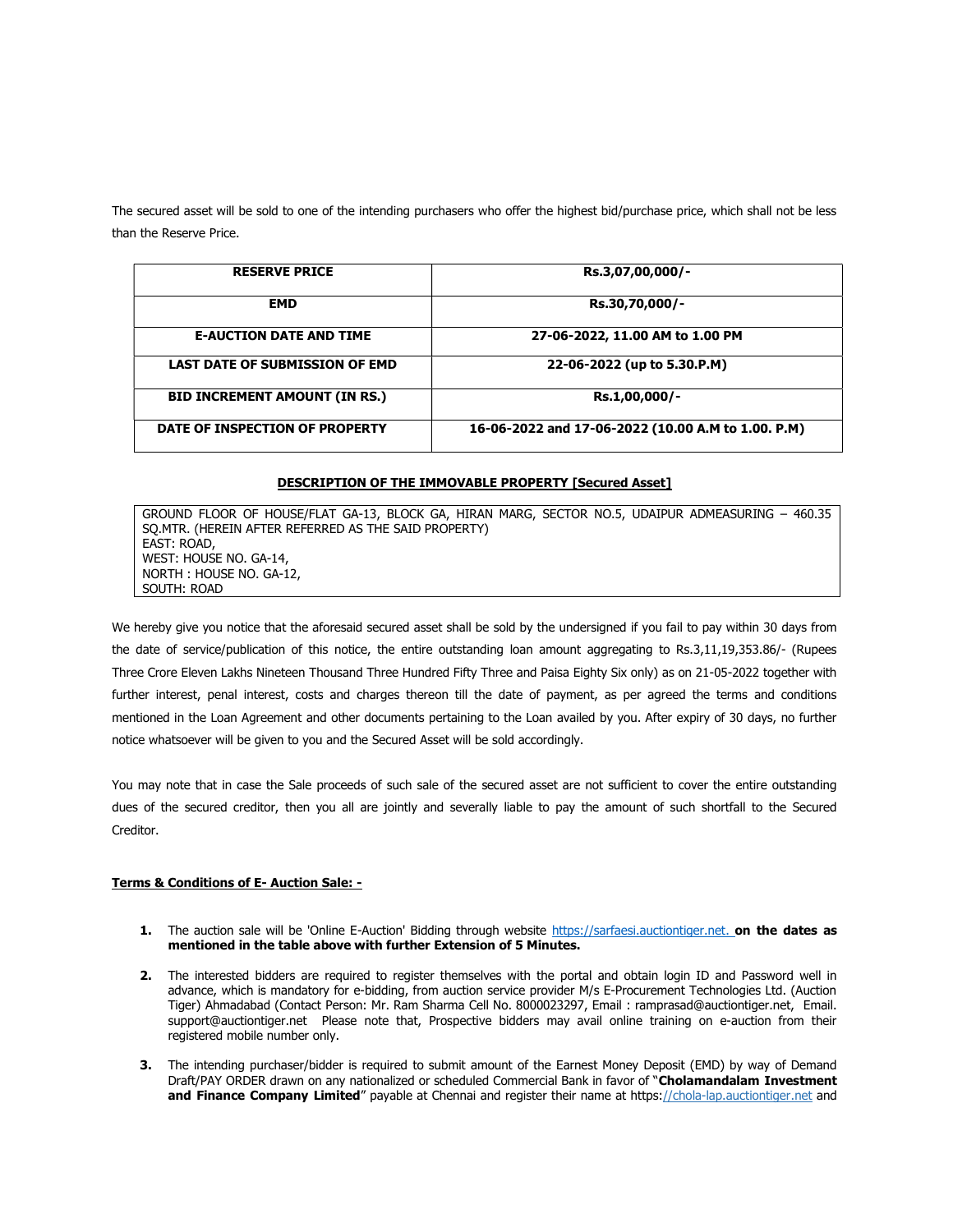The secured asset will be sold to one of the intending purchasers who offer the highest bid/purchase price, which shall not be less than the Reserve Price.

| **RESERVE PRICE** | **Rs.3,07,00,000/-** |
|---|---|
| **EMD** | **Rs.30,70,000/-** |
| **E-AUCTION DATE AND TIME** | **27-06-2022, 11.00 AM to 1.00 PM** |
| **LAST DATE OF SUBMISSION OF EMD** | **22-06-2022 (up to 5.30.P.M)** |
| **BID INCREMENT AMOUNT (IN RS.)** | **Rs.1,00,000/-** |
| **DATE OF INSPECTION OF PROPERTY** | **16-06-2022 and 17-06-2022 (10.00 A.M to 1.00. P.M)** |

**<u>DESCRIPTION OF THE IMMOVABLE PROPERTY [Secured Asset]</u>**

GROUND FLOOR OF HOUSE/FLAT GA-13, BLOCK GA, HIRAN MARG, SECTOR NO.5, UDAIPUR ADMEASURING – 460.35 SQ.MTR. (HEREIN AFTER REFERRED AS THE SAID PROPERTY)
EAST: ROAD,
WEST: HOUSE NO. GA-14,
NORTH : HOUSE NO. GA-12,
SOUTH: ROAD

We hereby give you notice that the aforesaid secured asset shall be sold by the undersigned if you fail to pay within 30 days from the date of service/publication of this notice, the entire outstanding loan amount aggregating to Rs.3,11,19,353.86/- (Rupees Three Crore Eleven Lakhs Nineteen Thousand Three Hundred Fifty Three and Paisa Eighty Six only) as on 21-05-2022 together with further interest, penal interest, costs and charges thereon till the date of payment, as per agreed the terms and conditions mentioned in the Loan Agreement and other documents pertaining to the Loan availed by you. After expiry of 30 days, no further notice whatsoever will be given to you and the Secured Asset will be sold accordingly.

You may note that in case the Sale proceeds of such sale of the secured asset are not sufficient to cover the entire outstanding dues of the secured creditor, then you all are jointly and severally liable to pay the amount of such shortfall to the Secured Creditor.

**<u>Terms & Conditions of E- Auction Sale: -</u>**

1. The auction sale will be 'Online E-Auction' Bidding through website https://sarfaesi.auctiontiger.net. **on the dates as mentioned in the table above with further Extension of 5 Minutes.**

2. The interested bidders are required to register themselves with the portal and obtain login ID and Password well in advance, which is mandatory for e-bidding, from auction service provider M/s E-Procurement Technologies Ltd. (Auction Tiger) Ahmadabad (Contact Person: Mr. Ram Sharma Cell No. 8000023297, Email : ramprasad@auctiontiger.net, Email. support@auctiontiger.net Please note that, Prospective bidders may avail online training on e-auction from their registered mobile number only.

3. The intending purchaser/bidder is required to submit amount of the Earnest Money Deposit (EMD) by way of Demand Draft/PAY ORDER drawn on any nationalized or scheduled Commercial Bank in favor of "**Cholamandalam Investment and Finance Company Limited**" payable at Chennai and register their name at https://chola-lap.auctiontiger.net and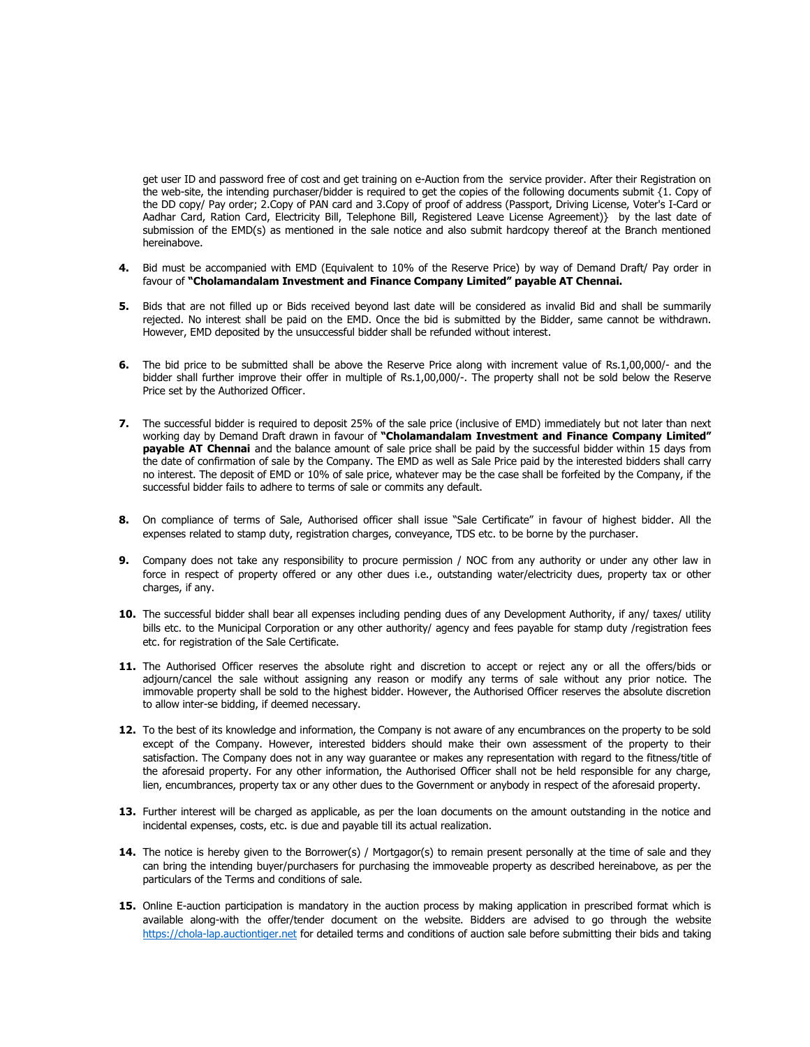get user ID and password free of cost and get training on e-Auction from the service provider. After their Registration on the web-site, the intending purchaser/bidder is required to get the copies of the following documents submit {1. Copy of the DD copy/ Pay order; 2.Copy of PAN card and 3.Copy of proof of address (Passport, Driving License, Voter's I-Card or Aadhar Card, Ration Card, Electricity Bill, Telephone Bill, Registered Leave License Agreement)} by the last date of submission of the EMD(s) as mentioned in the sale notice and also submit hardcopy thereof at the Branch mentioned hereinabove.

4. Bid must be accompanied with EMD (Equivalent to 10% of the Reserve Price) by way of Demand Draft/ Pay order in favour of **"Cholamandalam Investment and Finance Company Limited" payable AT Chennai.**

5. Bids that are not filled up or Bids received beyond last date will be considered as invalid Bid and shall be summarily rejected. No interest shall be paid on the EMD. Once the bid is submitted by the Bidder, same cannot be withdrawn. However, EMD deposited by the unsuccessful bidder shall be refunded without interest.

6. The bid price to be submitted shall be above the Reserve Price along with increment value of Rs.1,00,000/- and the bidder shall further improve their offer in multiple of Rs.1,00,000/-. The property shall not be sold below the Reserve Price set by the Authorized Officer.

7. The successful bidder is required to deposit 25% of the sale price (inclusive of EMD) immediately but not later than next working day by Demand Draft drawn in favour of **"Cholamandalam Investment and Finance Company Limited" payable AT Chennai** and the balance amount of sale price shall be paid by the successful bidder within 15 days from the date of confirmation of sale by the Company. The EMD as well as Sale Price paid by the interested bidders shall carry no interest. The deposit of EMD or 10% of sale price, whatever may be the case shall be forfeited by the Company, if the successful bidder fails to adhere to terms of sale or commits any default.

8. On compliance of terms of Sale, Authorised officer shall issue "Sale Certificate" in favour of highest bidder. All the expenses related to stamp duty, registration charges, conveyance, TDS etc. to be borne by the purchaser.

9. Company does not take any responsibility to procure permission / NOC from any authority or under any other law in force in respect of property offered or any other dues i.e., outstanding water/electricity dues, property tax or other charges, if any.

10. The successful bidder shall bear all expenses including pending dues of any Development Authority, if any/ taxes/ utility bills etc. to the Municipal Corporation or any other authority/ agency and fees payable for stamp duty /registration fees etc. for registration of the Sale Certificate.

11. The Authorised Officer reserves the absolute right and discretion to accept or reject any or all the offers/bids or adjourn/cancel the sale without assigning any reason or modify any terms of sale without any prior notice. The immovable property shall be sold to the highest bidder. However, the Authorised Officer reserves the absolute discretion to allow inter-se bidding, if deemed necessary.

12. To the best of its knowledge and information, the Company is not aware of any encumbrances on the property to be sold except of the Company. However, interested bidders should make their own assessment of the property to their satisfaction. The Company does not in any way guarantee or makes any representation with regard to the fitness/title of the aforesaid property. For any other information, the Authorised Officer shall not be held responsible for any charge, lien, encumbrances, property tax or any other dues to the Government or anybody in respect of the aforesaid property.

13. Further interest will be charged as applicable, as per the loan documents on the amount outstanding in the notice and incidental expenses, costs, etc. is due and payable till its actual realization.

14. The notice is hereby given to the Borrower(s) / Mortgagor(s) to remain present personally at the time of sale and they can bring the intending buyer/purchasers for purchasing the immoveable property as described hereinabove, as per the particulars of the Terms and conditions of sale.

15. Online E-auction participation is mandatory in the auction process by making application in prescribed format which is available along-with the offer/tender document on the website. Bidders are advised to go through the website https://chola-lap.auctiontiger.net for detailed terms and conditions of auction sale before submitting their bids and taking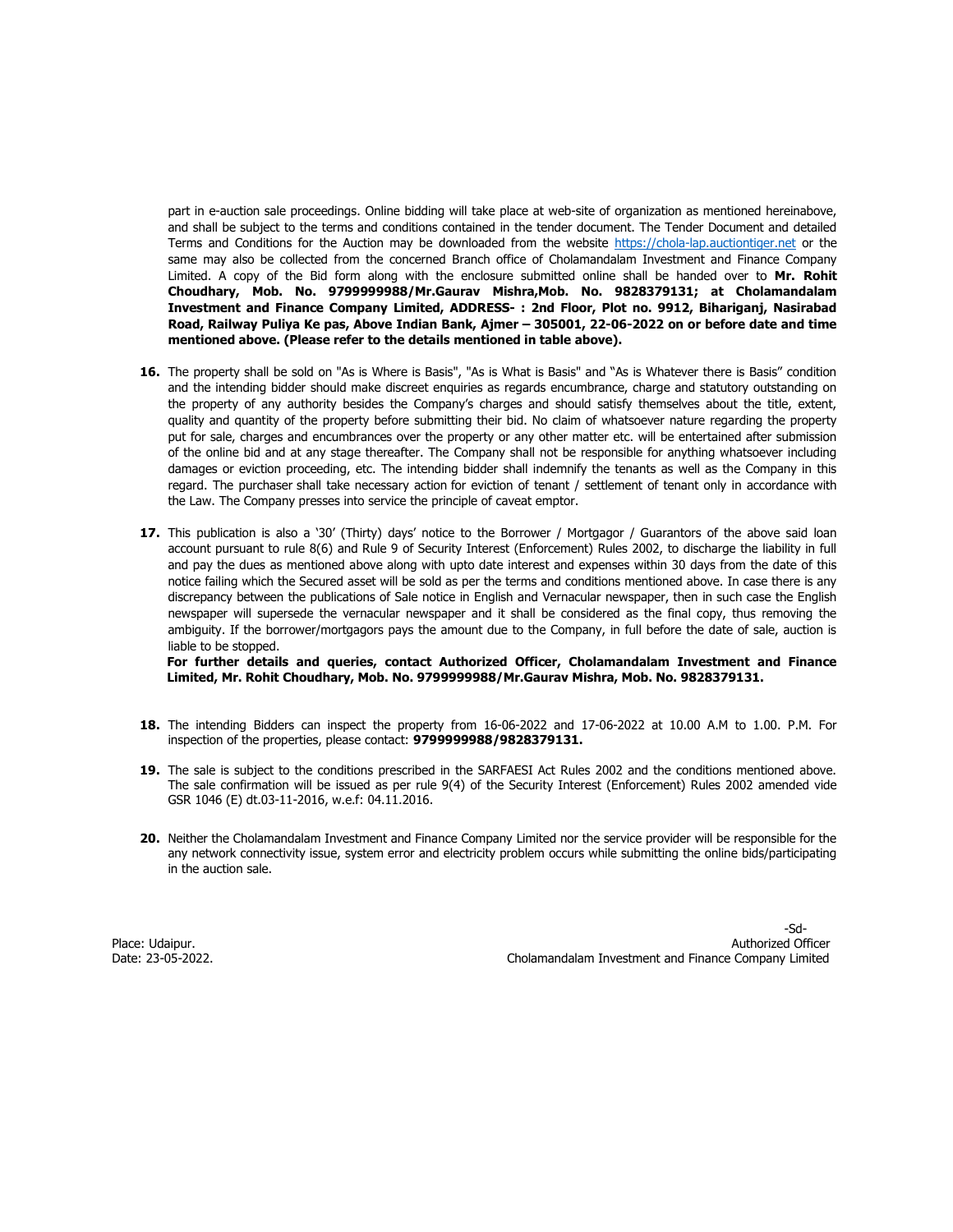part in e-auction sale proceedings. Online bidding will take place at web-site of organization as mentioned hereinabove, and shall be subject to the terms and conditions contained in the tender document. The Tender Document and detailed Terms and Conditions for the Auction may be downloaded from the website https://chola-lap.auctiontiger.net or the same may also be collected from the concerned Branch office of Cholamandalam Investment and Finance Company Limited. A copy of the Bid form along with the enclosure submitted online shall be handed over to **Mr. Rohit Choudhary, Mob. No. 9799999988/Mr.Gaurav Mishra,Mob. No. 9828379131; at Cholamandalam Investment and Finance Company Limited, ADDRESS- : 2nd Floor, Plot no. 9912, Bihariganj, Nasirabad Road, Railway Puliya Ke pas, Above Indian Bank, Ajmer – 305001, 22-06-2022 on or before date and time mentioned above. (Please refer to the details mentioned in table above).**

**16.** The property shall be sold on "As is Where is Basis", "As is What is Basis" and "As is Whatever there is Basis" condition and the intending bidder should make discreet enquiries as regards encumbrance, charge and statutory outstanding on the property of any authority besides the Company's charges and should satisfy themselves about the title, extent, quality and quantity of the property before submitting their bid. No claim of whatsoever nature regarding the property put for sale, charges and encumbrances over the property or any other matter etc. will be entertained after submission of the online bid and at any stage thereafter. The Company shall not be responsible for anything whatsoever including damages or eviction proceeding, etc. The intending bidder shall indemnify the tenants as well as the Company in this regard. The purchaser shall take necessary action for eviction of tenant / settlement of tenant only in accordance with the Law. The Company presses into service the principle of caveat emptor.

**17.** This publication is also a '30' (Thirty) days' notice to the Borrower / Mortgagor / Guarantors of the above said loan account pursuant to rule 8(6) and Rule 9 of Security Interest (Enforcement) Rules 2002, to discharge the liability in full and pay the dues as mentioned above along with upto date interest and expenses within 30 days from the date of this notice failing which the Secured asset will be sold as per the terms and conditions mentioned above. In case there is any discrepancy between the publications of Sale notice in English and Vernacular newspaper, then in such case the English newspaper will supersede the vernacular newspaper and it shall be considered as the final copy, thus removing the ambiguity. If the borrower/mortgagors pays the amount due to the Company, in full before the date of sale, auction is liable to be stopped.

**For further details and queries, contact Authorized Officer, Cholamandalam Investment and Finance Limited, Mr. Rohit Choudhary, Mob. No. 9799999988/Mr.Gaurav Mishra, Mob. No. 9828379131.**

**18.** The intending Bidders can inspect the property from 16-06-2022 and 17-06-2022 at 10.00 A.M to 1.00. P.M. For inspection of the properties, please contact: **9799999988/9828379131.**

**19.** The sale is subject to the conditions prescribed in the SARFAESI Act Rules 2002 and the conditions mentioned above. The sale confirmation will be issued as per rule 9(4) of the Security Interest (Enforcement) Rules 2002 amended vide GSR 1046 (E) dt.03-11-2016, w.e.f: 04.11.2016.

**20.** Neither the Cholamandalam Investment and Finance Company Limited nor the service provider will be responsible for the any network connectivity issue, system error and electricity problem occurs while submitting the online bids/participating in the auction sale.

-Sd-
Authorized Officer
Cholamandalam Investment and Finance Company Limited

Place: Udaipur.
Date: 23-05-2022.